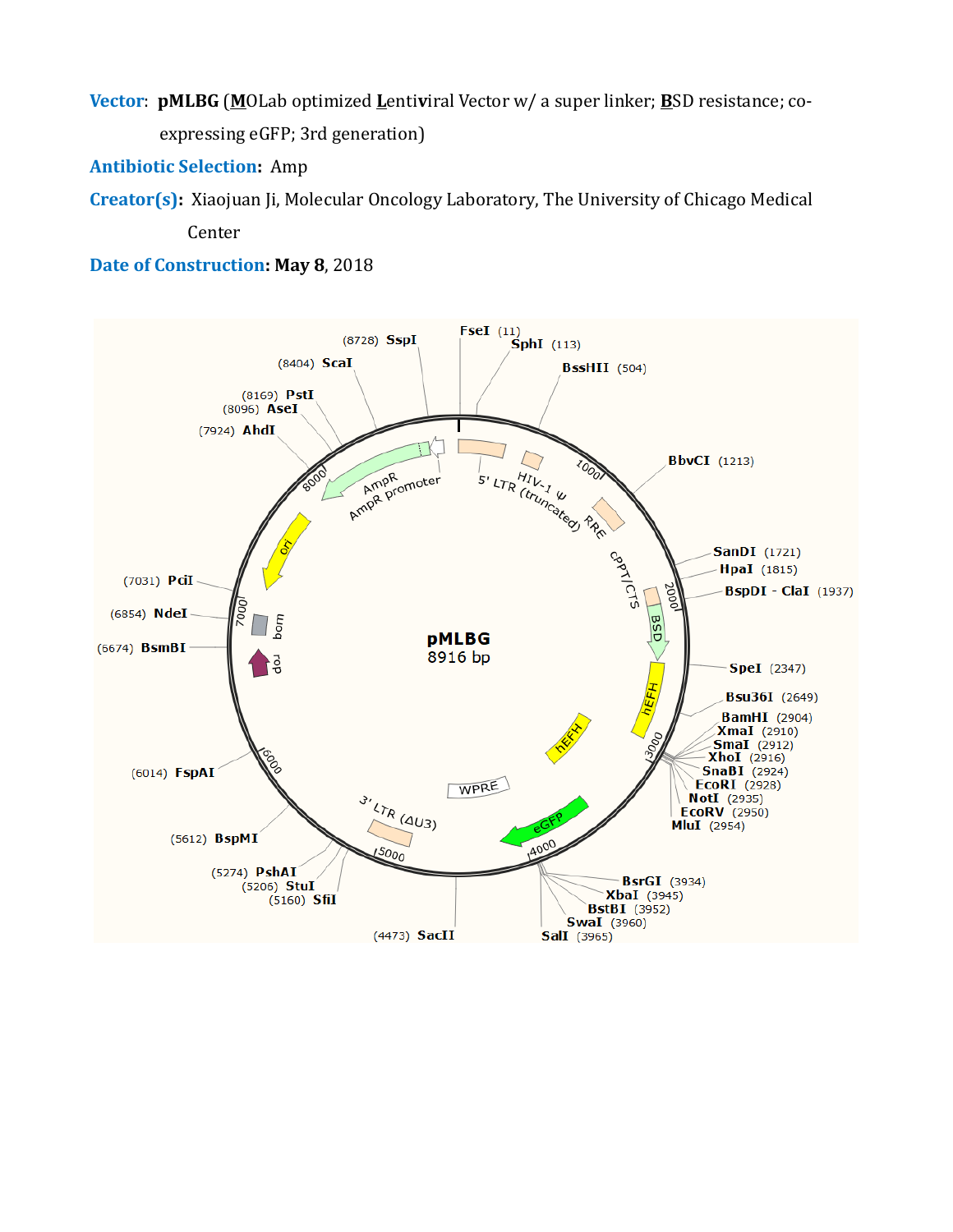**Vector**: **pMLBG** (**M**OLab optimized **L**entiviral Vector w/ a super linker; **BS**D resistance; co-expressing eGFP; 3rd generation)

**Antibiotic Selection**: Amp

**Creator(s)**: Xiaojuan Ji, Molecular Oncology Laboratory, The University of Chicago Medical Center

**Date of Construction**: **May 8**, 2018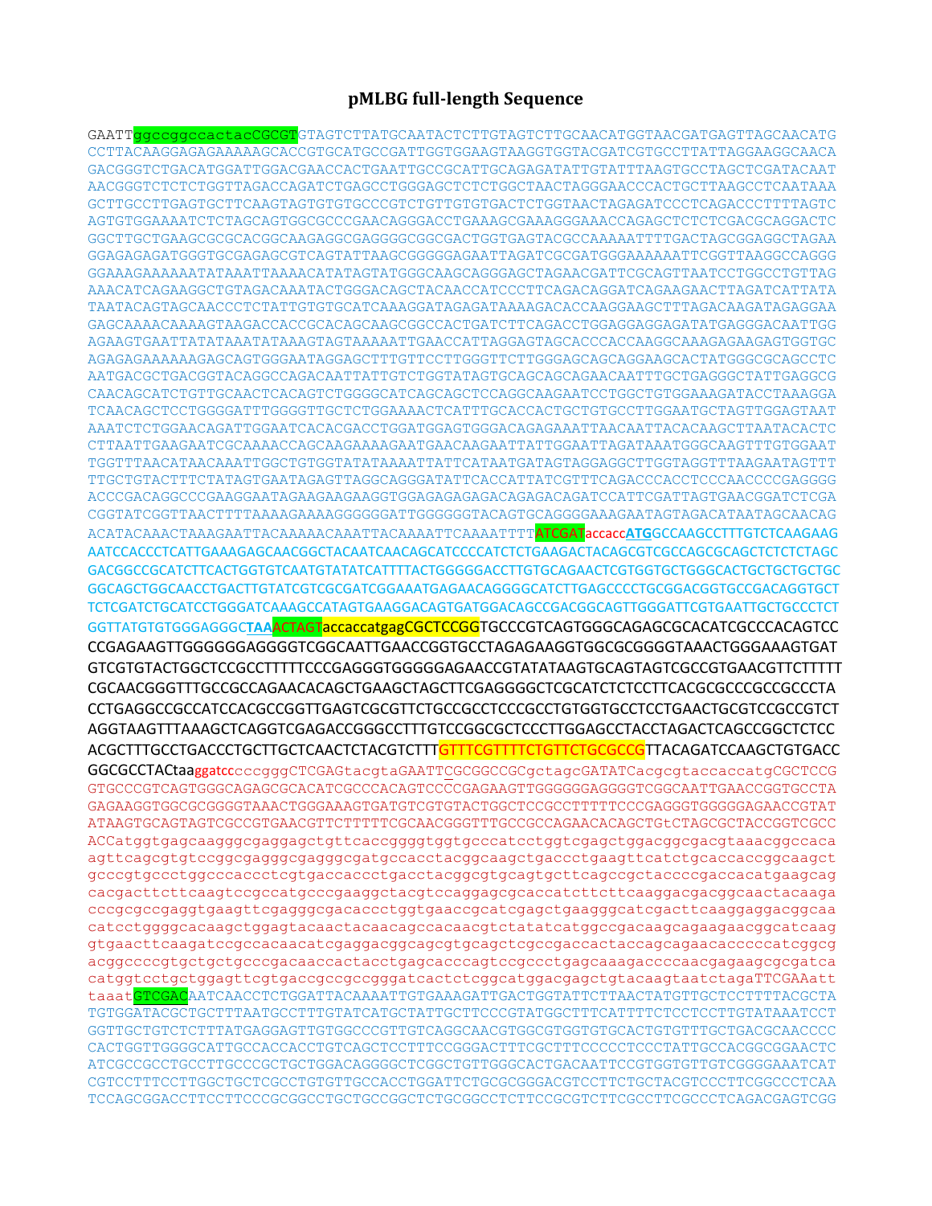# pMLBG full-length Sequence

GAATTggccggccactacCGCGTGTAGTCTTATGCAATACTCTTGTAGTCTTGCAACATGGTAACGATGAGTTAGCAACATG
CCTTACAAGGAGAGAAAAAGCACCGTGCATGCCGATTGGTGGAAGTAAGGTGGTACGATCGTGCCTTATTAGGAAGGCAACA
GACGGGTCTGACATGGATTGGACGAACCACTGAATTGCCGCATTGCAGAGATATTGTATTTAAGTGCCTAGCTCGATACAAT
AACGGGTCTCTCTGGTTAGACCAGATCTGAGCCTGGGAGCTCTCTGGCTAACTAGGGAACCCACTGCTTAAGCCTCAATAAA
GCTTGCCTTGAGTGCTTCAAGTAGTGTGTGCCCGTCTGTTGTGTGACTCTGGTAACTAGAGATCCCTCAGACCCTTTTAGTC
AGTGTGGAAAATCTCTAGCAGTGGCGCCCGAACAGGGACCTGAAAGCGAAAGGGAAACCAGAGCTCTCTCGACGCAGGACTC
GGCTTGCTGAAGCGCGCACGGCAAGAGGCGAGGGGCGGCGACTGGTGAGTACGCCAAAAATTTTGACTAGCGGAGGCTAGAA
GGAGAGAGATGGGTGCGAGAGCGTCAGTATTAAGCGGGGGAGAATTAGATCGCGATGGGAAAAAATTCGGTTAAGGCCAGGG
GGAAAGAAAAAATATAAATTAAAACATATAGTATGGGCAAGCAGGGAGCTAGAACGATTCGCAGTTAATCCTGGCCTGTTAG
AAACATCAGAAGGCTGTAGACAAATACTGGGACAGCTACAACCATCCCTTCAGACAGGATCAGAAGAACTTAGATCATTATA
TAATACAGTAGCAACCCTCTATTGTGTGCATCAAAGGATAGAGATAAAAGACACCAAGGAAGCTTTAGACAAGATAGAGGAA
GAGCAAAACAAAAGTAAGACCACCGCACAGCAAGCGGCCACTGATCTTCAGACCTGGAGGAGGAGATATGAGGGACAATTGG
AGAAGTGAATTATATAAATATAAAGTAGTAAAAATTGAACCATTAGGAGTAGCACCCACCAAGGCAAAGAGAAGAGTGGTGC
AGAGAGAAAAAAGAGCAGTGGGAATAGGAGCTTTGTTCCTTGGGTTCTTGGGAGCAGCAGGAAGCACTATGGGCGCAGCCTC
AATGACGCTGACGGTACAGGCCAGACAATTATTGTCTGGTATAGTGCAGCAGCAGAACAATTTGCTGAGGGCTATTGAGGCG
CAACAGCATCTGTTGCAACTCACAGTCTGGGGCATCAGCAGCTCCAGGCAAGAATCCTGGCTGTGGAAAGATACCTAAAGGA
TCAACAGCTCCTGGGGATTTGGGGTTGCTCTGGAAAACTCATTTGCACCACTGCTGTGCCTTGGAATGCTAGTTGGAGTAAT
AAATCTCTGGAACAGATTGGAATCACACGACCTGGATGGAGTGGGACAGAGAAATTAACAATTACACAAGCTTAATACACTC
CTTAATTGAAGAATCGCAAAACCAGCAAGAAAAGAATGAACAAGAATTATTGGAATTAGATAAATGGGCAAGTTTGTGGAAT
TGGTTTAACATAACAAATTGGCTGTGGTATATAAAATTATTCATAATGATAGTAGGAGGCTTGGTAGGTTTAAGAATAGTTT
TTGCTGTACTTTCTATAGTGAATAGAGTTAGGCAGGGATATTCACCATTATCGTTTCAGACCCACCTCCCAACCCCGAGGGG
ACCCGACAGGCCCGAAGGAATAGAAGAAGAAGGTGGAGAGAGAGACAGAGACAGATCCATTCGATTAGTGAACGGATCTCGA
CGGTATCGGTTAACTTTTAAAAGAAAAGGGGGGATTGGGGGGTACAGTGCAGGGGAAAGAATAGTAGACATAATAGCAACAG
ACATACAAACTAAAGAATTACAAAAACAAATTACAAAATTCAAAATTTTATCGATaccaccATGGCCAAGCCTTTGTCTCAAGAAG
AATCCACCCTCATTGAAAGAGCAACGGCTACAATCAACAGCATCCCCATCTCTGAAGACTACAGCGTCGCCAGCGCAGCTCTCTCTAGC
GACGGCCCGCATCTTCACTGGTGTCAATGTATATCATTTTACTGGGGGACCTTGTGCAGAACTCGTGGTGCTGGGCACTGCTGCTGC
GGCAGCTGGCAACCTGACTTGTATCGTCGCGATCGGAAATGAGAACAGGGGCATCTTGAGCCCCTGCGGACGGTGCCGACAGGTGCT
TCTCGATCTGCATCCTGGGATCAAAGCCATAGTGAAGGACAGTGATGGACAGCCGACGGCAGTTGGGATTCGTGAATTGCTGCCCTCT
GGTTATGTGTGGGAGGGCTAAACTAGTaccaccatgagCGCTCCGGTGCCCGTCAGTGGGCAGAGCGCACATCGCCCACAGTCC
CCGAGAAGTTGGGGGGAGGGGTCGGCAATTGAACCGGTGCCTAGAGAAGGTGGCGCGGGGTAAACTGGGAAAGTGAT
GTCGTGTACTGGCTCCGCCTTTTTCCCGAGGGTGGGGGAGAACCGTATATAAGTGCAGTAGTCGCCGTGAACGTTCTTTTT
CGCAACGGGTTTGCCGCCAGAACACAGCTGAAGCTAGCTTCGAGGGGCTCGCATCTCTCCTTCACGCGCCCGCCGCCCTA
CCTGAGGCCGCCATCCACGCCGGTTGAGTCGCGTTCTGCCGCCTCCCGCCTGTGGTGCCTCCTGAACTGCGTCCGCCGTCT
AGGTAAGTTTAAAGCTCAGGTCGAGACCGGGCCTTTGTCCGGCGCTCCCTTGGAGCCTACCTAGACTCAGCCGGCTCTCC
ACGCTTTGCCTGACCCTGCTTGCTCAACTCTACGTCTTTGTTTCGTTTTCTGTTCTGCGCCGTTACAGATCCAAGCTGTGACC
GGCGCCTACTaaggatcccccgggCTCGAGtacgtaGAATTCGCGGCCGCgctagcGATATCacgcgtaccaccatgCGCTCCG
GTGCCCGTCAGTGGGCAGAGCGCACATCGCCCACAGTCCCCGAGAAGTTGGGGGGAGGGGTCGGCAATTGAACCGGTGCCTA
GAGAAGGTGGCGCGGGGTAAACTGGGAAAGTGATGTCGTGTACTGGCTCCGCCTTTTTCCCGAGGGTGGGGGAGAACCGTAT
ATAAGTGCAGTAGTCGCCGTGAACGTTCTTTTTCGCAACGGGTTTGCCGCCAGAACACAGCTGtCTAGCGCTACCGGTCGCC
ACCatggtgagcaagggcgaggagctgttcaccggggtggtgcccatcctggtcgagctggacggcgacgtaaacggccaca
agttcagcgtgtccggcgagggcgagggcgatgccacctacggcaagctgaccctgaagttcatctgcaccaccggcaagct
gcccgtgccctggcccaccctcgtgaccaccctgacctacggcgtgcagtgcttcagccgctaccccgaccacatgaagcag
cacgacttcttcaagtccgccatgcccgaaggctacgtccaggagcgcaccatcttcttcaaggacgacggcaactacaaga
cccgcgccgaggtgaagttcgagggcgacaccctggtgaaccgcatcgagctgaagggcatcgacttcaaggaggacggcaa
catcctggggcacaagctggagtacaactacaacagccacaacgtctatatcatggccgacaagcagaagaacggcatcaag
gtgaacttcaagatccgccacaacatcgaggacggcagcgtgcagctcgccgaccactaccagcagaacacccccatcggcg
acggccccgtgctgctgcccgacaaccactacctgagcacccagtccgccctgagcaaagaccccaacgagaagcgcgatca
catggtcctgctggagttcgtgaccgccgccgggatcactctcggcatggacgagctgtacaagtaatctagaTTCGAAatt
taaatGTCGACAATCAACCTCTGGATTACAAAATTTGTGAAAGATTGACTGGTATTCTTAACTATGTTGCTCCTTTTACGCTA
TGTGGATACGCTGCTTTAATGCCTTTGTATCATGCTATTGCTTCCCGTATGGCTTTCATTTTCTCCTCCTTGTATAAATCCT
GGTTGCTGTCTCTTTATGAGGAGTTGTGGCCCGTTGTCAGGCAACGTGGCGTGGTGTGCACTGTGTTTGCTGACGCAACCCC
CACTGGTTGGGGCATTGCCACCACCTGTCAGCTCCTTTCCGGGACTTTCGCTTTCCCCCTCCCTATTGCCACGGCGGAACTC
ATCGCCGCCTGCCTTGCCCGCTGCTGGACAGGGGCTCGGCTGTTGGGCACTGACAATTCCGTGGTGTTGTCGGGGAAATCAT
CGTCCTTTCCTTGGCTGCTCGCCTGTGTTGCCACCTGGATTCTGCGCGGGACGTCCTTCTGCTACGTCCCTTCGGCCCTCAA
TCCAGCGGACCTTCCTTCCCGCGGCCTGCTGCCGGCTCTGCGGCCTCTTCCGCGTCTTCGCCTTCGCCCTCAGACGAGTCGG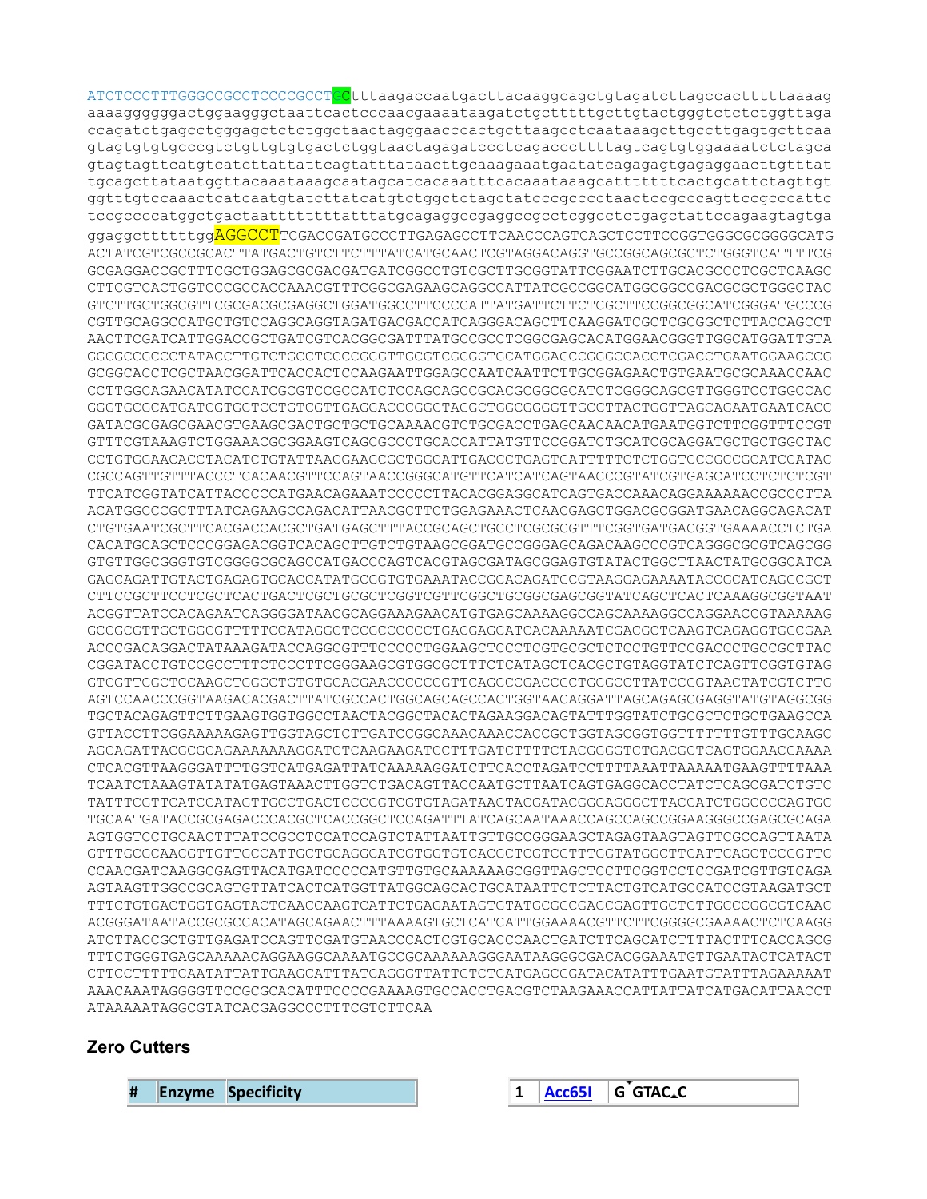```
ATCTCCCTTTGGGCCGCCTCCCCGCCTGCtttaagaccaatgacttacaaggcagctgtagatcttagccactttttaaaag
aaaaggggggactggaagggctaattcactcccaacgaaaataagatctgcttttttgcttgtactgggtctctctggttaga
ccagatctgagcctgggagctctctggctaactagggaacccactgcttaagcctcaataaagcttgccttgagtgcttcaa
gtagtgtgtgcccgtctgttgtgtgactctggtaactagagatccctcagacccttttagtcagtgtggaaaatctctagca
gtagtagttcatgtcatcttattattcagtatttataacttgcaaagaaatgaatatcagagagtgagaggaacttgtttat
tgcagcttataatggttacaaataaagcaatagcatcacaaatttcacaaataaagcatttttttcactgcattctagttgt
ggtttgtccaaactcatcaatgtatcttatcatgtctggctctagctatcccgcccctaactccgcccagttccgcccattc
tccgccccatggctgactaattttttttatttatgcagaggccgaggccgcctcggcctctgagctattccagaagtagtga
ggaggcttttttggAGGCCTTCGACCGATGCCCTTGAGAGCCTTCAACCCAGTCAGCTCCTTCCGGTGGGCGCGGGGCATG
ACTATCGTCGCCGCACTTATGACTGTCTTCTTTATCATGCAACTCGTAGGACAGGTGCCGGCAGCGCTCTGGGTCATTTTCG
GCGAGGACCGCTTTCGCTGGAGCGCGACGATGATCGGCCTGTCGCTTGCGGTATTCGGAATCTTGCACGCCCTCGCTCAAGC
CTTCGTCACTGGTCCCGCCACCAAACGTTTCGGCGAGAAGCAGGCCATTATCGCCGGCATGGCGGCCGACGCGCTGGGCTAC
GTCTTGCTGGCGTTCGCGACGCGAGGCTGGATGGCCTTCCCCATTATGATTCTTCTCGCTTCCGGCGGCATCGGGATGCCCG
CGTTGCAGGCCATGCTGTCCAGGCAGGTAGATGACGACCATCAGGGACAGCTTCAAGGATCGCTCGCGGCTCTTACCAGCCT
AACTTCGATCATTGGACCGCTGATCGTCACGGCGATTTATGCCGCCTCGGCGAGCACATGGAACGGGTTGGCATGGATTGTA
GGCGCCGCCCTATACCTTGTCTGCCTCCCCGCGTTGCGTCGCGGTGCATGGAGCCGGGCCACCTCGACCTGAATGGAAGCCG
GCGGCACCTCGCTAACGGATTCACCACTCCAAGAATTGGAGCCAATCAATTCTTGCGGAGAACTGTGAATGCGCAAACCAAC
CCTTGGCAGAACATATCCATCGCGTCCGCCATCTCCAGCAGCCGCACGCGGCGCATCTCGGGCAGCGTTGGGTCCTGGCCAC
GGGTGCGCATGATCGTGCTCCTGTCGTTGAGGACCCGGCTAGGCTGGCGGGGTTGCCTTACTGGTTAGCAGAATGAATCACC
GATACGCGAGCGAACGTGAAGCGACTGCTGCTGCAAAACGTCTGCGACCTGAGCAACAACATGAATGGTCTTCGGTTTCCGT
GTTTCGTAAAGTCTGGAAACGCGGAAGTCAGCGCCCTGCACCATTATGTTCCGGATCTGCATCGCAGGATGCTGCTGGCTAC
CCTGTGGAACACCTACATCTGTATTAACGAAGCGCTGGCATTGACCCTGAGTGATTTTTCTCTGGTCCCGCCGCATCCATAC
CGCCAGTTGTTTACCCTCACAACGTTCCAGTAACCGGGCATGTTCATCATCAGTAACCCGTATCGTGAGCATCCTCTCTCGT
TTCATCGGTATCATTACCCCCATGAACAGAAATCCCCCTTACACGGAGGCATCAGTGACCAAACAGGAAAAAACCGCCCTTA
ACATGGCCCGCTTTATCAGAAGCCAGACATTAACGCTTCTGGAGAAACTCAACGAGCTGGACGCGGATGAACAGGCAGACAT
CTGTGAATCGCTTCACGACCACGCTGATGAGCTTTACCGCAGCTGCCTCGCGCGTTTCGGTGATGACGGTGAAAACCTCTGA
CACATGCAGCTCCCGGAGACGGTCACAGCTTGTCTGTAAGCGGATGCCGGGAGCAGACAAGCCCGTCAGGGCGCGTCAGCGG
GTGTTGGCGGGTGTCGGGGCGCAGCCATGACCCAGTCACGTAGCGATAGCGGAGTGTATACTGGCTTAACTATGCGGCATCA
GAGCAGATTGTACTGAGAGTGCACCATATGCGGTGTGAAATACCGCACAGATGCGTAAGGAGAAAATACCGCATCAGGCGCT
CTTCCGCTTCCTCGCTCACTGACTCGCTGCGCTCGGTCGTTCGGCTGCGGCGAGCGGTATCAGCTCACTCAAAGGCGGTAAT
ACGGTTATCCACAGAATCAGGGGATAACGCAGGAAAGAACATGTGAGCAAAAGGCCAGCAAAAGGCCAGGAACCGTAAAAAG
GCCGCGTTGCTGGCGTTTTTCCATAGGCTCCGCCCCCCTGACGAGCATCACAAAAATCGACGCTCAAGTCAGAGGTGGCGAA
ACCCGACAGGACTATAAAGATACCAGGCGTTTCCCCCTGGAAGCTCCCTCGTGCGCTCTCCTGTTCCGACCCTGCCGCTTAC
CGGATACCTGTCCGCCTTTCTCCCTTCGGGAAGCGTGGCGCTTTCTCATAGCTCACGCTGTAGGTATCTCAGTTCGGTGTAG
GTCGTTCGCTCCAAGCTGGGCTGTGTGCACGAACCCCCCGTTCAGCCCGACCGCTGCGCCTTATCCGGTAACTATCGTCTTG
AGTCCAACCCGGTAAGACACGACTTATCGCCACTGGCAGCAGCCACTGGTAACAGGATTAGCAGAGCGAGGTATGTAGGCGG
TGCTACAGAGTTCTTGAAGTGGTGGCCTAACTACGGCTACACTAGAAGGACAGTATTTGGTATCTGCGCTCTGCTGAAGCCA
GTTACCTTCGGAAAAAGAGTTGGTAGCTCTTGATCCGGCAAACAAACCACCGCTGGTAGCGGTGGTTTTTTTGTTTGCAAGC
AGCAGATTACGCGCAGAAAAAAAGGATCTCAAGAAGATCCTTTGATCTTTTCTACGGGGTCTGACGCTCAGTGGAACGAAAA
CTCACGTTAAGGGATTTTGGTCATGAGATTATCAAAAAGGATCTTCACCTAGATCCTTTTAAATTAAAAATGAAGTTTTAAA
TCAATCTAAAGTATATATGAGTAAACTTGGTCTGACAGTTACCAATGCTTAATCAGTGAGGCACCTATCTCAGCGATCTGTC
TATTTCGTTCATCCATAGTTGCCTGACTCCCCGTCGTGTAGATAACTACGATACGGGAGGGCTTACCATCTGGCCCCAGTGC
TGCAATGATACCGCGAGACCCACGCTCACCGGCTCCAGATTTATCAGCAATAAACCAGCCAGCCGGAAGGGCCGAGCGCAGA
AGTGGTCCTGCAACTTTATCCGCCTCCATCCAGTCTATTAATTGTTGCCGGGAAGCTAGAGTAAGTAGTTCGCCAGTTAATA
GTTTGCGCAACGTTGTTGCCATTGCTGCAGGCATCGTGGTGTCACGCTCGTCGTTTGGTATGGCTTCATTCAGCTCCGGTTC
CCAACGATCAAGGCGAGTTACATGATCCCCCATGTTGTGCAAAAAAGCGGTTAGCTCCTTCGGTCCTCCGATCGTTGTCAGA
AGTAAGTTGGCCGCAGTGTTATCACTCATGGTTATGGCAGCACTGCATAATTCTCTTACTGTCATGCCATCCGTAAGATGCT
TTTCTGTGACTGGTGAGTACTCAACCAAGTCATTCTGAGAATAGTGTATGCGGCGACCGAGTTGCTCTTGCCCGGCGTCAAC
ACGGGATAATACCGCGCCACATAGCAGAACTTTAAAAGTGCTCATCATTGGAAAACGTTCTTCGGGGCGAAAACTCTCAAGG
ATCTTACCGCTGTTGAGATCCAGTTCGATGTAACCCACTCGTGCACCCAACTGATCTTCAGCATCTTTTACTTTCACCAGCG
TTTCTGGGTGAGCAAAAACAGGAAGGCAAAATGCCGCAAAAAAGGGAATAAGGGCGACACGGAAATGTTGAATACTCATACT
CTTCCTTTTTCAATATTATTGAAGCATTTATCAGGGTTATTGTCTCATGAGCGGATACATATTTGAATGTATTTAGAAAAAT
AAACAAATAGGGGTTCCGCGCACATTTCCCCGAAAAGTGCCACCTGACGTCTAAGAAACCATTATTATCATGACATTAACCT
ATAAAAATAGGCGTATCACGAGGCCCTTTCGTCTTCAA
```

### Zero Cutters

| # | Enzyme | Specificity |
|---|---|---|
| 1 | Acc65I | G^GTAC_C |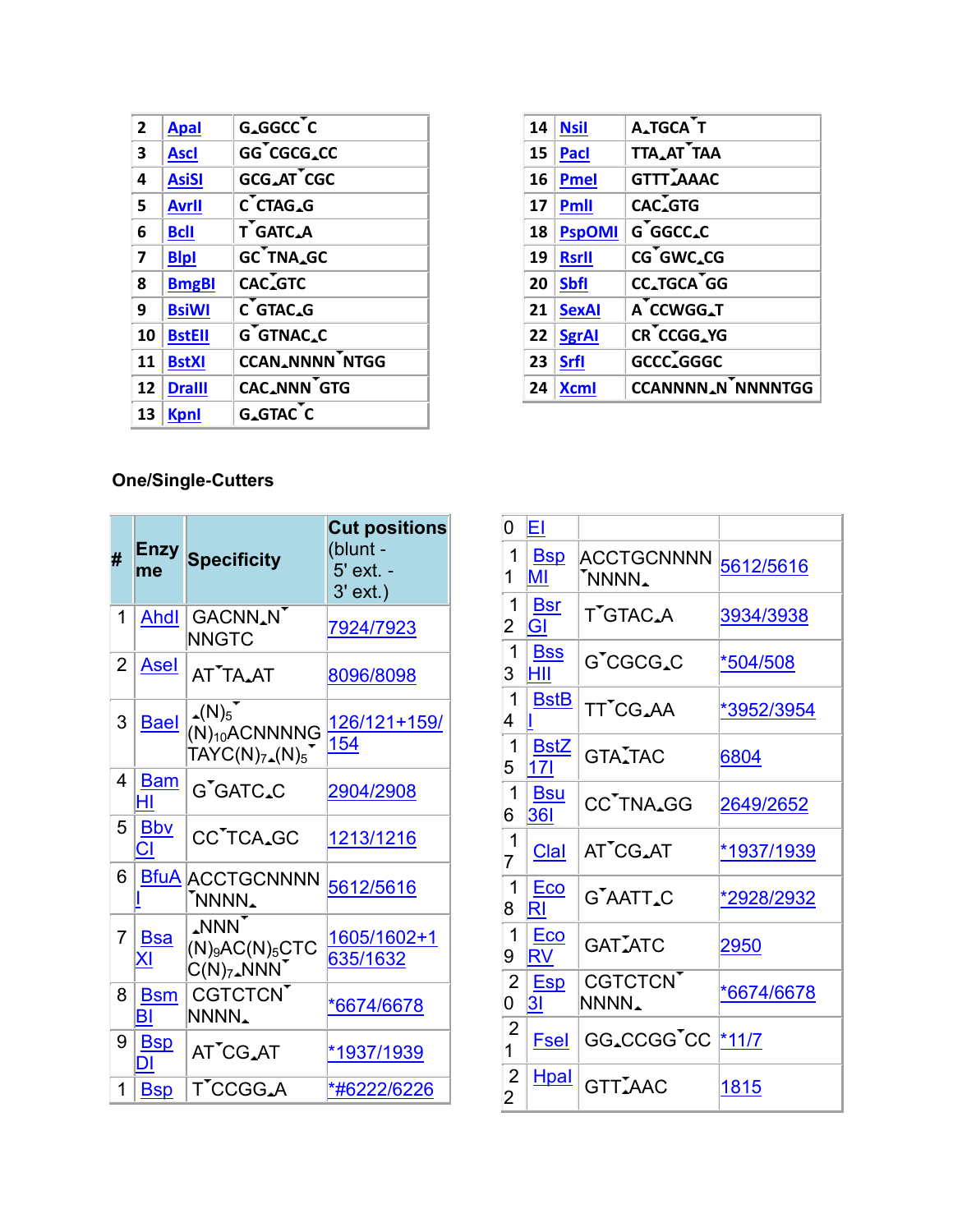| | | |
|---|---|---|
| 2 | ApaI | G‸GGCC˅C |
| 3 | AscI | GG˅CGCG‸CC |
| 4 | AsiSI | GCG‸AT˅CGC |
| 5 | AvrII | C˅CTAG‸G |
| 6 | BclI | T˅GATC‸A |
| 7 | BlpI | GC˅TNA‸GC |
| 8 | BmgBI | CAC˅‸GTC |
| 9 | BsiWI | C˅GTAC‸G |
| 10 | BstEII | G˅GTNAC‸C |
| 11 | BstXI | CCAN‸NNNN˅NTGG |
| 12 | DraIII | CAC‸NNN˅GTG |
| 13 | KpnI | G‸GTAC˅C |
| 14 | NsiI | A‸TGCA˅T |
| 15 | PacI | TTA‸AT˅TAA |
| 16 | PmeI | GTTT˅‸AAAC |
| 17 | PmlI | CAC˅‸GTG |
| 18 | PspOMI | G˅GGCC‸C |
| 19 | RsrII | CG˅GWC‸CG |
| 20 | SbfI | CC‸TGCA˅GG |
| 21 | SexAI | A˅CCWGG‸T |
| 22 | SgrAI | CR˅CCGG‸YG |
| 23 | SrfI | GCCC˅‸GGGC |
| 24 | XcmI | CCANNNN‸N˅NNNNTGG |

### One/Single-Cutters

| # | Enzyme | Specificity | Cut positions (blunt - 5' ext. - 3' ext.) |
|---|---|---|---|
| 1 | AhdI | GACNN‸N˅NNGTC | 7924/7923 |
| 2 | AseI | AT˅TA‸AT | 8096/8098 |
| 3 | BaeI | ‸(N)5˅(N)10ACNNNNGTAYC(N)7‸(N)5˅ | 126/121+159/154 |
| 4 | BamHI | G˅GATC‸C | 2904/2908 |
| 5 | BbvCI | CC˅TCA‸GC | 1213/1216 |
| 6 | BfuAI | ACCTGCNNNN˅NNNN‸ | 5612/5616 |
| 7 | BsaXI | ‸NNN˅(N)9AC(N)5CTCC(N)7‸NNN˅ | 1605/1602+1635/1632 |
| 8 | BsmBI | CGTCTCN˅NNNN‸ | *6674/6678 |
| 9 | BspDI | AT˅CG‸AT | *1937/1939 |
| 10 | BspEI | T˅CCGG‸A | *#6222/6226 |
| 11 | BspMI | ACCTGCNNNN˅NNNN‸ | 5612/5616 |
| 12 | BsrGI | T˅GTAC‸A | 3934/3938 |
| 13 | BssHII | G˅CGCG‸C | *504/508 |
| 14 | BstBI | TT˅CG‸AA | *3952/3954 |
| 15 | BstZ17I | GTA˅‸TAC | 6804 |
| 16 | Bsu36I | CC˅TNA‸GG | 2649/2652 |
| 17 | ClaI | AT˅CG‸AT | *1937/1939 |
| 18 | EcoRI | G˅AATT‸C | *2928/2932 |
| 19 | EcoRV | GAT˅‸ATC | 2950 |
| 20 | Esp3I | CGTCTCN˅NNNN‸ | *6674/6678 |
| 21 | FseI | GG‸CCGG˅CC | *11/7 |
| 22 | HpaI | GTT˅‸AAC | 1815 |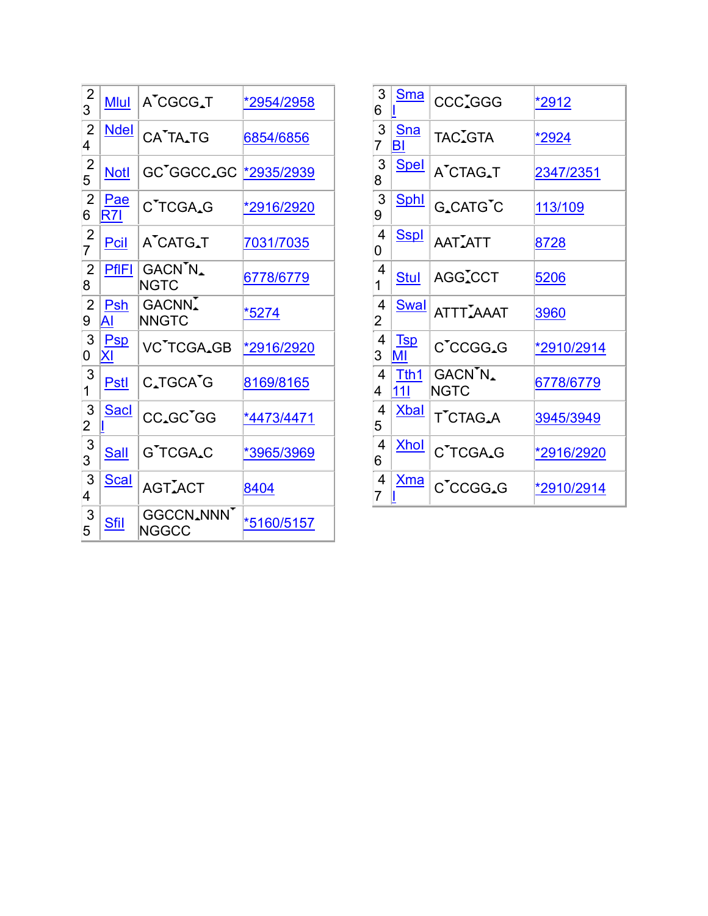| | | | |
|---|---|---|---|
| 23 | MluI | A˅CGCG˄T | *2954/2958 |
| 24 | NdeI | CA˅TA˄TG | 6854/6856 |
| 25 | NotI | GC˅GGCC˄GC | *2935/2939 |
| 26 | PaeR7I | C˅TCGA˄G | *2916/2920 |
| 27 | PciI | A˅CATG˄T | 7031/7035 |
| 28 | PflFI | GACN˅N˄NGTC | 6778/6779 |
| 29 | PshAI | GACNN˅˄NNGTC | *5274 |
| 30 | PspXI | VC˅TCGA˄GB | *2916/2920 |
| 31 | PstI | C˄TGCA˅G | 8169/8165 |
| 32 | SacI | CC˄GC˅GG | *4473/4471 |
| 33 | SalI | G˅TCGA˄C | *3965/3969 |
| 34 | ScaI | AGT˅˄ACT | 8404 |
| 35 | SfiI | GGCCN˄NNN˅NGGCC | *5160/5157 |
| 36 | SmaI | CCC˅˄GGG | *2912 |
| 37 | SnaBI | TAC˅˄GTA | *2924 |
| 38 | SpeI | A˅CTAG˄T | 2347/2351 |
| 39 | SphI | G˄CATG˅C | 113/109 |
| 40 | SspI | AAT˅˄ATT | 8728 |
| 41 | StuI | AGG˅˄CCT | 5206 |
| 42 | SwaI | ATTT˅˄AAAT | 3960 |
| 43 | TspMI | C˅CCGG˄G | *2910/2914 |
| 44 | Tth111I | GACN˅N˄NGTC | 6778/6779 |
| 45 | XbaI | T˅CTAG˄A | 3945/3949 |
| 46 | XhoI | C˅TCGA˄G | *2916/2920 |
| 47 | XmaI | C˅CCGG˄G | *2910/2914 |